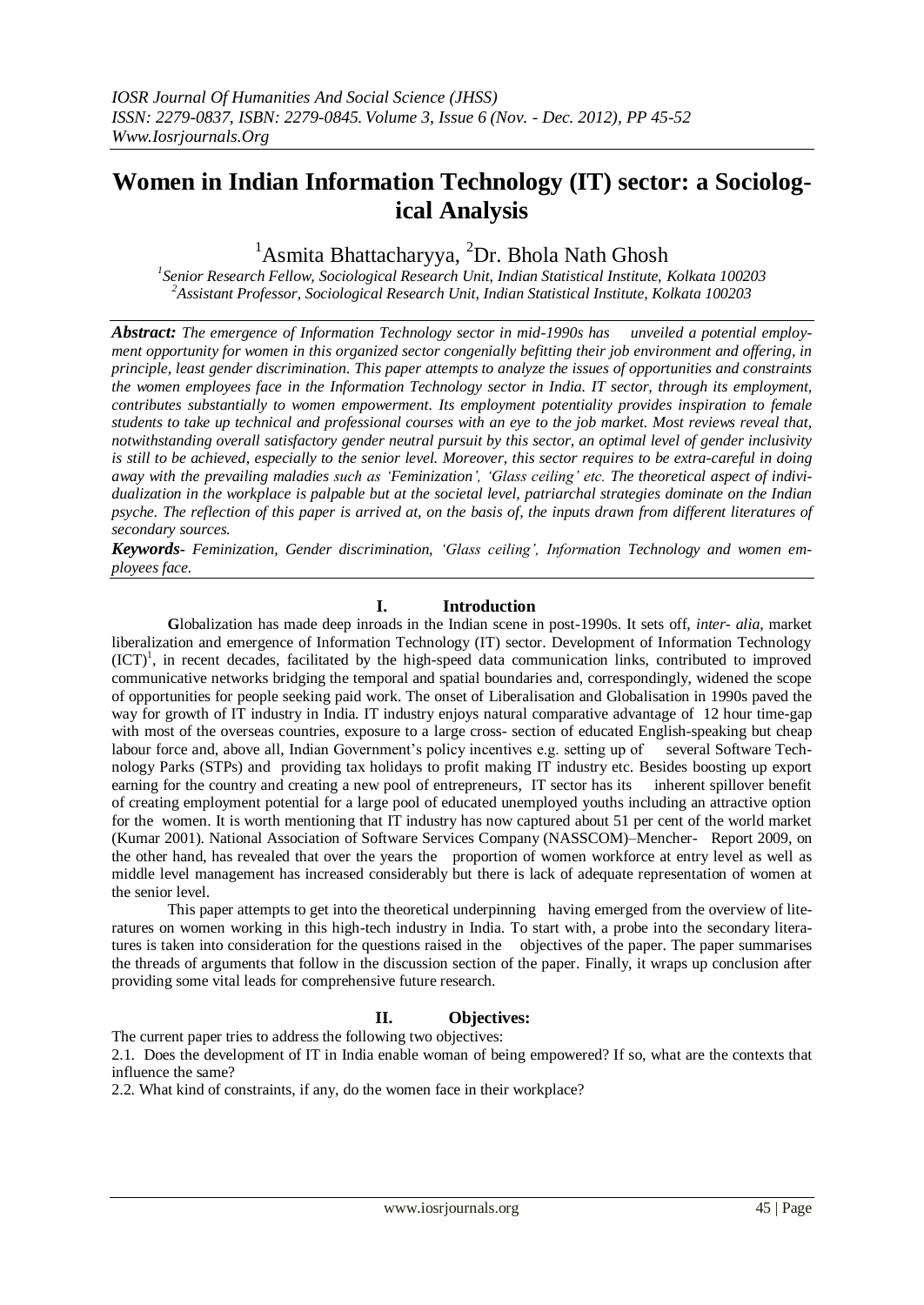# Women in Indian Information Technology (IT) sector: a Sociological Analysis

[1]Asmita Bhattacharyya, [2]Dr. Bhola Nath Ghosh

[1]*Senior Research Fellow, Sociological Research Unit, Indian Statistical Institute, Kolkata 100203*
[2]*Assistant Professor, Sociological Research Unit, Indian Statistical Institute, Kolkata 100203*

***Abstract:*** *The emergence of Information Technology sector in mid-1990s has unveiled a potential employment opportunity for women in this organized sector congenially befitting their job environment and offering, in principle, least gender discrimination. This paper attempts to analyze the issues of opportunities and constraints the women employees face in the Information Technology sector in India. IT sector, through its employment, contributes substantially to women empowerment. Its employment potentiality provides inspiration to female students to take up technical and professional courses with an eye to the job market. Most reviews reveal that, notwithstanding overall satisfactory gender neutral pursuit by this sector, an optimal level of gender inclusivity is still to be achieved, especially to the senior level. Moreover, this sector requires to be extra-careful in doing away with the prevailing maladies such as 'Feminization', 'Glass ceiling' etc. The theoretical aspect of individualization in the workplace is palpable but at the societal level, patriarchal strategies dominate on the Indian psyche. The reflection of this paper is arrived at, on the basis of, the inputs drawn from different literatures of secondary sources.*

***Keywords-*** *Feminization, Gender discrimination, 'Glass ceiling', Information Technology and women employees face.*

## I. Introduction

**G**lobalization has made deep inroads in the Indian scene in post-1990s. It sets off, *inter- alia*, market liberalization and emergence of Information Technology (IT) sector. Development of Information Technology (ICT)[1], in recent decades, facilitated by the high-speed data communication links, contributed to improved communicative networks bridging the temporal and spatial boundaries and, correspondingly, widened the scope of opportunities for people seeking paid work. The onset of Liberalisation and Globalisation in 1990s paved the way for growth of IT industry in India. IT industry enjoys natural comparative advantage of 12 hour time-gap with most of the overseas countries, exposure to a large cross- section of educated English-speaking but cheap labour force and, above all, Indian Government's policy incentives e.g. setting up of several Software Technology Parks (STPs) and providing tax holidays to profit making IT industry etc. Besides boosting up export earning for the country and creating a new pool of entrepreneurs, IT sector has its inherent spillover benefit of creating employment potential for a large pool of educated unemployed youths including an attractive option for the women. It is worth mentioning that IT industry has now captured about 51 per cent of the world market (Kumar 2001). National Association of Software Services Company (NASSCOM)–Mencher- Report 2009, on the other hand, has revealed that over the years the proportion of women workforce at entry level as well as middle level management has increased considerably but there is lack of adequate representation of women at the senior level.

This paper attempts to get into the theoretical underpinning having emerged from the overview of literatures on women working in this high-tech industry in India. To start with, a probe into the secondary literatures is taken into consideration for the questions raised in the objectives of the paper. The paper summarises the threads of arguments that follow in the discussion section of the paper. Finally, it wraps up conclusion after providing some vital leads for comprehensive future research.

## II. Objectives:

The current paper tries to address the following two objectives:

2.1. Does the development of IT in India enable woman of being empowered? If so, what are the contexts that influence the same?

2.2. What kind of constraints, if any, do the women face in their workplace?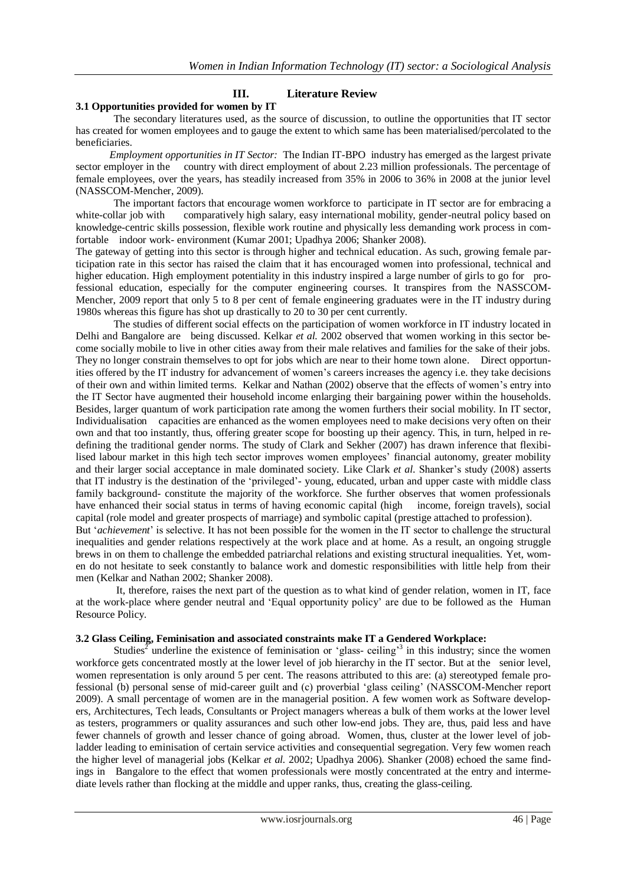## III. Literature Review

### 3.1 Opportunities provided for women by IT

The secondary literatures used, as the source of discussion, to outline the opportunities that IT sector has created for women employees and to gauge the extent to which same has been materialised/percolated to the beneficiaries.

*Employment opportunities in IT Sector:* The Indian IT-BPO industry has emerged as the largest private sector employer in the country with direct employment of about 2.23 million professionals. The percentage of female employees, over the years, has steadily increased from 35% in 2006 to 36% in 2008 at the junior level (NASSCOM-Mencher, 2009).

The important factors that encourage women workforce to participate in IT sector are for embracing a white-collar job with comparatively high salary, easy international mobility, gender-neutral policy based on knowledge-centric skills possession, flexible work routine and physically less demanding work process in comfortable indoor work- environment (Kumar 2001; Upadhya 2006; Shanker 2008).

The gateway of getting into this sector is through higher and technical education. As such, growing female participation rate in this sector has raised the claim that it has encouraged women into professional, technical and higher education. High employment potentiality in this industry inspired a large number of girls to go for professional education, especially for the computer engineering courses. It transpires from the NASSCOM-Mencher, 2009 report that only 5 to 8 per cent of female engineering graduates were in the IT industry during 1980s whereas this figure has shot up drastically to 20 to 30 per cent currently.

The studies of different social effects on the participation of women workforce in IT industry located in Delhi and Bangalore are being discussed. Kelkar *et al.* 2002 observed that women working in this sector become socially mobile to live in other cities away from their male relatives and families for the sake of their jobs. They no longer constrain themselves to opt for jobs which are near to their home town alone. Direct opportunities offered by the IT industry for advancement of women's careers increases the agency i.e. they take decisions of their own and within limited terms. Kelkar and Nathan (2002) observe that the effects of women's entry into the IT Sector have augmented their household income enlarging their bargaining power within the households. Besides, larger quantum of work participation rate among the women furthers their social mobility. In IT sector, Individualisation capacities are enhanced as the women employees need to make decisions very often on their own and that too instantly, thus, offering greater scope for boosting up their agency. This, in turn, helped in redefining the traditional gender norms. The study of Clark and Sekher (2007) has drawn inference that flexibilised labour market in this high tech sector improves women employees' financial autonomy, greater mobility and their larger social acceptance in male dominated society. Like Clark *et al.* Shanker's study (2008) asserts that IT industry is the destination of the 'privileged'- young, educated, urban and upper caste with middle class family background- constitute the majority of the workforce. She further observes that women professionals have enhanced their social status in terms of having economic capital (high income, foreign travels), social capital (role model and greater prospects of marriage) and symbolic capital (prestige attached to profession).

But '*achievement*' is selective. It has not been possible for the women in the IT sector to challenge the structural inequalities and gender relations respectively at the work place and at home. As a result, an ongoing struggle brews in on them to challenge the embedded patriarchal relations and existing structural inequalities. Yet, women do not hesitate to seek constantly to balance work and domestic responsibilities with little help from their men (Kelkar and Nathan 2002; Shanker 2008).

It, therefore, raises the next part of the question as to what kind of gender relation, women in IT, face at the work-place where gender neutral and 'Equal opportunity policy' are due to be followed as the Human Resource Policy.

### 3.2 Glass Ceiling, Feminisation and associated constraints make IT a Gendered Workplace:

Studies[2] underline the existence of feminisation or 'glass- ceiling'[3] in this industry; since the women workforce gets concentrated mostly at the lower level of job hierarchy in the IT sector. But at the senior level, women representation is only around 5 per cent. The reasons attributed to this are: (a) stereotyped female professional (b) personal sense of mid-career guilt and (c) proverbial 'glass ceiling' (NASSCOM-Mencher report 2009). A small percentage of women are in the managerial position. A few women work as Software developers, Architectures, Tech leads, Consultants or Project managers whereas a bulk of them works at the lower level as testers, programmers or quality assurances and such other low-end jobs. They are, thus, paid less and have fewer channels of growth and lesser chance of going abroad. Women, thus, cluster at the lower level of job-ladder leading to eminisation of certain service activities and consequential segregation. Very few women reach the higher level of managerial jobs (Kelkar *et al.* 2002; Upadhya 2006). Shanker (2008) echoed the same findings in Bangalore to the effect that women professionals were mostly concentrated at the entry and intermediate levels rather than flocking at the middle and upper ranks, thus, creating the glass-ceiling.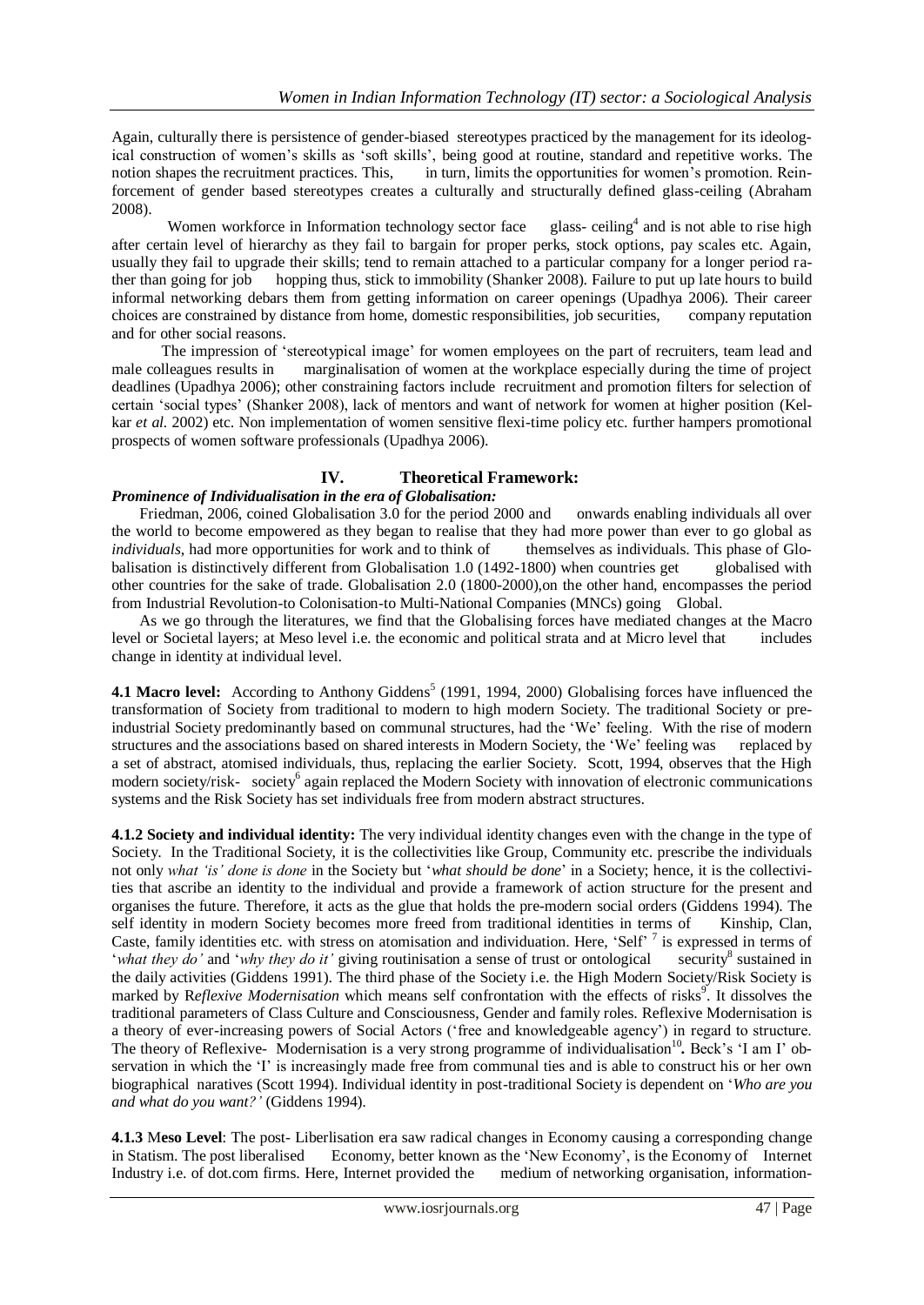Again, culturally there is persistence of gender-biased stereotypes practiced by the management for its ideological construction of women's skills as 'soft skills', being good at routine, standard and repetitive works. The notion shapes the recruitment practices. This, in turn, limits the opportunities for women's promotion. Reinforcement of gender based stereotypes creates a culturally and structurally defined glass-ceiling (Abraham 2008).

Women workforce in Information technology sector face glass- ceiling[4] and is not able to rise high after certain level of hierarchy as they fail to bargain for proper perks, stock options, pay scales etc. Again, usually they fail to upgrade their skills; tend to remain attached to a particular company for a longer period rather than going for job hopping thus, stick to immobility (Shanker 2008). Failure to put up late hours to build informal networking debars them from getting information on career openings (Upadhya 2006). Their career choices are constrained by distance from home, domestic responsibilities, job securities, company reputation and for other social reasons.

The impression of 'stereotypical image' for women employees on the part of recruiters, team lead and male colleagues results in marginalisation of women at the workplace especially during the time of project deadlines (Upadhya 2006); other constraining factors include recruitment and promotion filters for selection of certain 'social types' (Shanker 2008), lack of mentors and want of network for women at higher position (Kelkar *et al.* 2002) etc. Non implementation of women sensitive flexi-time policy etc. further hampers promotional prospects of women software professionals (Upadhya 2006).

## IV. Theoretical Framework:

***Prominence of Individualisation in the era of Globalisation:***

Friedman, 2006, coined Globalisation 3.0 for the period 2000 and onwards enabling individuals all over the world to become empowered as they began to realise that they had more power than ever to go global as *individuals*, had more opportunities for work and to think of themselves as individuals. This phase of Globalisation is distinctively different from Globalisation 1.0 (1492-1800) when countries get globalised with other countries for the sake of trade. Globalisation 2.0 (1800-2000),on the other hand, encompasses the period from Industrial Revolution-to Colonisation-to Multi-National Companies (MNCs) going Global.

As we go through the literatures, we find that the Globalising forces have mediated changes at the Macro level or Societal layers; at Meso level i.e. the economic and political strata and at Micro level that includes change in identity at individual level.

**4.1 Macro level:** According to Anthony Giddens[5] (1991, 1994, 2000) Globalising forces have influenced the transformation of Society from traditional to modern to high modern Society. The traditional Society or pre-industrial Society predominantly based on communal structures, had the 'We' feeling. With the rise of modern structures and the associations based on shared interests in Modern Society, the 'We' feeling was replaced by a set of abstract, atomised individuals, thus, replacing the earlier Society. Scott, 1994, observes that the High modern society/risk- society[6] again replaced the Modern Society with innovation of electronic communications systems and the Risk Society has set individuals free from modern abstract structures.

**4.1.2 Society and individual identity:** The very individual identity changes even with the change in the type of Society. In the Traditional Society, it is the collectivities like Group, Community etc. prescribe the individuals not only *what 'is' done is done* in the Society but '*what should be done*' in a Society; hence, it is the collectivities that ascribe an identity to the individual and provide a framework of action structure for the present and organises the future. Therefore, it acts as the glue that holds the pre-modern social orders (Giddens 1994). The self identity in modern Society becomes more freed from traditional identities in terms of Kinship, Clan, Caste, family identities etc. with stress on atomisation and individuation. Here, 'Self' [7] is expressed in terms of '*what they do'* and '*why they do it'* giving routinisation a sense of trust or ontological security[8] sustained in the daily activities (Giddens 1991). The third phase of the Society i.e. the High Modern Society/Risk Society is marked by R*eflexive Modernisation* which means self confrontation with the effects of risks[9]. It dissolves the traditional parameters of Class Culture and Consciousness, Gender and family roles. Reflexive Modernisation is a theory of ever-increasing powers of Social Actors ('free and knowledgeable agency') in regard to structure. The theory of Reflexive- Modernisation is a very strong programme of individualisation[10]**.** Beck's 'I am I' observation in which the 'I' is increasingly made free from communal ties and is able to construct his or her own biographical naratives (Scott 1994). Individual identity in post-traditional Society is dependent on '*Who are you and what do you want?'* (Giddens 1994).

**4.1.3** M**eso Level**: The post- Liberlisation era saw radical changes in Economy causing a corresponding change in Statism. The post liberalised Economy, better known as the 'New Economy', is the Economy of Internet Industry i.e. of dot.com firms. Here, Internet provided the medium of networking organisation, information-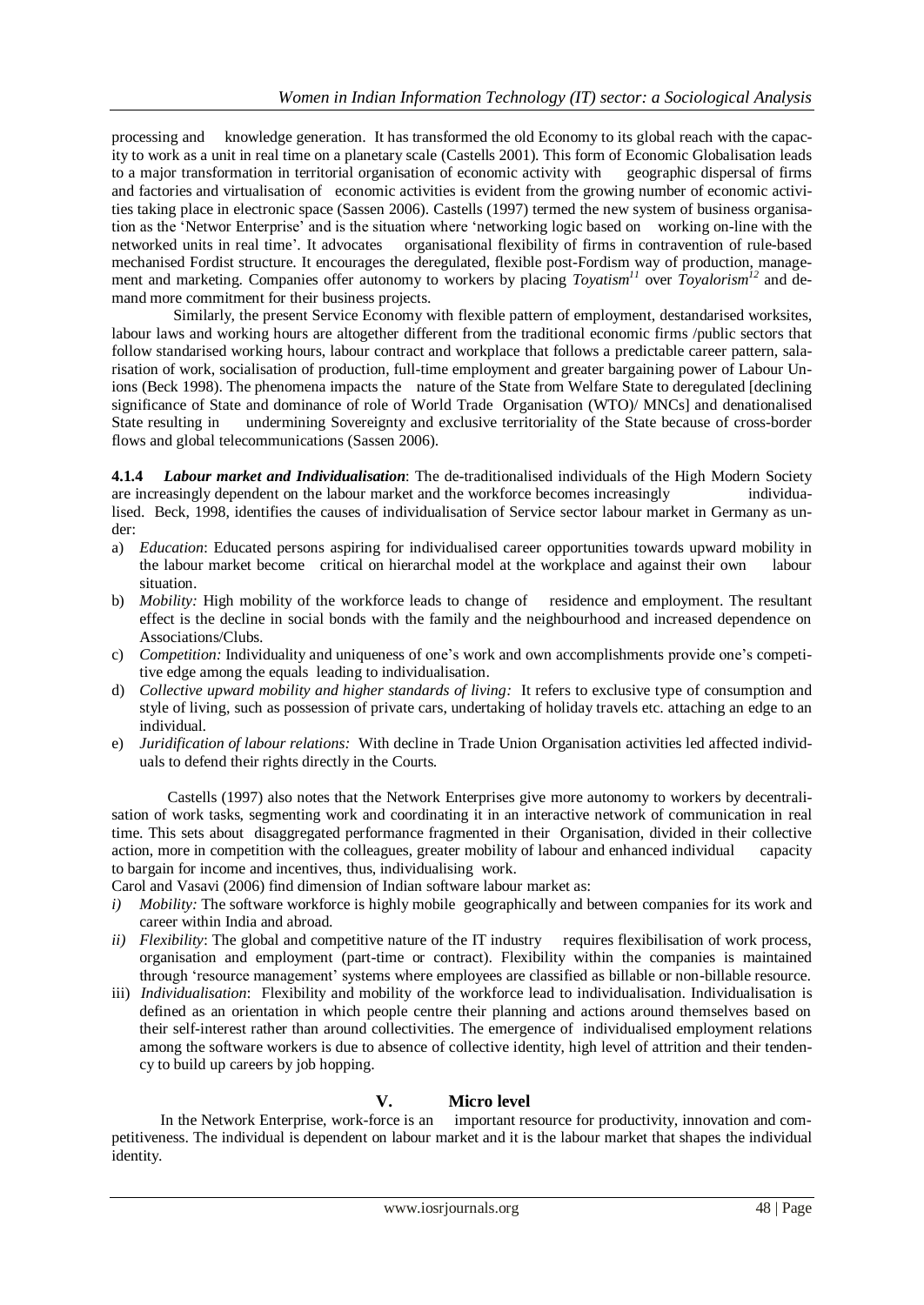processing and knowledge generation. It has transformed the old Economy to its global reach with the capacity to work as a unit in real time on a planetary scale (Castells 2001). This form of Economic Globalisation leads to a major transformation in territorial organisation of economic activity with geographic dispersal of firms and factories and virtualisation of economic activities is evident from the growing number of economic activities taking place in electronic space (Sassen 2006). Castells (1997) termed the new system of business organisation as the 'Networ Enterprise' and is the situation where 'networking logic based on working on-line with the networked units in real time'. It advocates organisational flexibility of firms in contravention of rule-based mechanised Fordist structure. It encourages the deregulated, flexible post-Fordism way of production, management and marketing. Companies offer autonomy to workers by placing *Toyatism*[11] over *Toyalorism*[12] and demand more commitment for their business projects.

Similarly, the present Service Economy with flexible pattern of employment, destandarised worksites, labour laws and working hours are altogether different from the traditional economic firms /public sectors that follow standarised working hours, labour contract and workplace that follows a predictable career pattern, salarisation of work, socialisation of production, full-time employment and greater bargaining power of Labour Unions (Beck 1998). The phenomena impacts the nature of the State from Welfare State to deregulated [declining significance of State and dominance of role of World Trade Organisation (WTO)/ MNCs] and denationalised State resulting in undermining Sovereignty and exclusive territoriality of the State because of cross-border flows and global telecommunications (Sassen 2006).

**4.1.4** ***Labour market and Individualisation***: The de-traditionalised individuals of the High Modern Society are increasingly dependent on the labour market and the workforce becomes increasingly individualised. Beck, 1998, identifies the causes of individualisation of Service sector labour market in Germany as under:

a) *Education*: Educated persons aspiring for individualised career opportunities towards upward mobility in the labour market become critical on hierarchal model at the workplace and against their own labour situation.
b) *Mobility:* High mobility of the workforce leads to change of residence and employment. The resultant effect is the decline in social bonds with the family and the neighbourhood and increased dependence on Associations/Clubs.
c) *Competition:* Individuality and uniqueness of one's work and own accomplishments provide one's competitive edge among the equals leading to individualisation.
d) *Collective upward mobility and higher standards of living:* It refers to exclusive type of consumption and style of living, such as possession of private cars, undertaking of holiday travels etc. attaching an edge to an individual.
e) *Juridification of labour relations:* With decline in Trade Union Organisation activities led affected individuals to defend their rights directly in the Courts.

Castells (1997) also notes that the Network Enterprises give more autonomy to workers by decentralisation of work tasks, segmenting work and coordinating it in an interactive network of communication in real time. This sets about disaggregated performance fragmented in their Organisation, divided in their collective action, more in competition with the colleagues, greater mobility of labour and enhanced individual capacity to bargain for income and incentives, thus, individualising work.

Carol and Vasavi (2006) find dimension of Indian software labour market as:

i) *Mobility:* The software workforce is highly mobile geographically and between companies for its work and career within India and abroad.
ii) *Flexibility*: The global and competitive nature of the IT industry requires flexibilisation of work process, organisation and employment (part-time or contract). Flexibility within the companies is maintained through 'resource management' systems where employees are classified as billable or non-billable resource.
iii) *Individualisation*: Flexibility and mobility of the workforce lead to individualisation. Individualisation is defined as an orientation in which people centre their planning and actions around themselves based on their self-interest rather than around collectivities. The emergence of individualised employment relations among the software workers is due to absence of collective identity, high level of attrition and their tendency to build up careers by job hopping.

## V. Micro level

In the Network Enterprise, work-force is an important resource for productivity, innovation and competitiveness. The individual is dependent on labour market and it is the labour market that shapes the individual identity.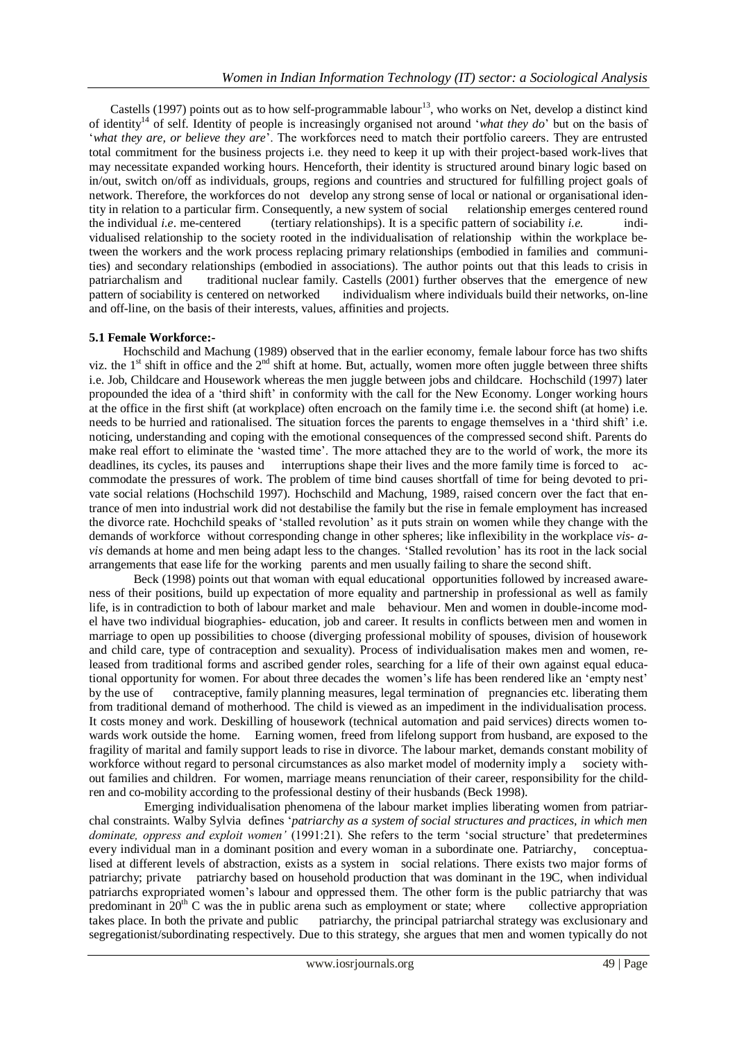Castells (1997) points out as to how self-programmable labour[13], who works on Net, develop a distinct kind of identity[14] of self. Identity of people is increasingly organised not around '*what they do*' but on the basis of '*what they are, or believe they are*'. The workforces need to match their portfolio careers. They are entrusted total commitment for the business projects i.e. they need to keep it up with their project-based work-lives that may necessitate expanded working hours. Henceforth, their identity is structured around binary logic based on in/out, switch on/off as individuals, groups, regions and countries and structured for fulfilling project goals of network. Therefore, the workforces do not develop any strong sense of local or national or organisational identity in relation to a particular firm. Consequently, a new system of social relationship emerges centered round the individual *i.e*. me-centered (tertiary relationships). It is a specific pattern of sociability *i.e.* individualised relationship to the society rooted in the individualisation of relationship within the workplace between the workers and the work process replacing primary relationships (embodied in families and communities) and secondary relationships (embodied in associations). The author points out that this leads to crisis in patriarchalism and traditional nuclear family. Castells (2001) further observes that the emergence of new pattern of sociability is centered on networked individualism where individuals build their networks, on-line and off-line, on the basis of their interests, values, affinities and projects.

### 5.1 Female Workforce:-

Hochschild and Machung (1989) observed that in the earlier economy, female labour force has two shifts viz. the 1st shift in office and the 2nd shift at home. But, actually, women more often juggle between three shifts i.e. Job, Childcare and Housework whereas the men juggle between jobs and childcare. Hochschild (1997) later propounded the idea of a 'third shift' in conformity with the call for the New Economy. Longer working hours at the office in the first shift (at workplace) often encroach on the family time i.e. the second shift (at home) i.e. needs to be hurried and rationalised. The situation forces the parents to engage themselves in a 'third shift' i.e. noticing, understanding and coping with the emotional consequences of the compressed second shift. Parents do make real effort to eliminate the 'wasted time'. The more attached they are to the world of work, the more its deadlines, its cycles, its pauses and interruptions shape their lives and the more family time is forced to accommodate the pressures of work. The problem of time bind causes shortfall of time for being devoted to private social relations (Hochschild 1997). Hochschild and Machung, 1989, raised concern over the fact that entrance of men into industrial work did not destabilise the family but the rise in female employment has increased the divorce rate. Hochchild speaks of 'stalled revolution' as it puts strain on women while they change with the demands of workforce without corresponding change in other spheres; like inflexibility in the workplace *vis- a-vis* demands at home and men being adapt less to the changes. 'Stalled revolution' has its root in the lack social arrangements that ease life for the working parents and men usually failing to share the second shift.

Beck (1998) points out that woman with equal educational opportunities followed by increased awareness of their positions, build up expectation of more equality and partnership in professional as well as family life, is in contradiction to both of labour market and male behaviour. Men and women in double-income model have two individual biographies- education, job and career. It results in conflicts between men and women in marriage to open up possibilities to choose (diverging professional mobility of spouses, division of housework and child care, type of contraception and sexuality). Process of individualisation makes men and women, released from traditional forms and ascribed gender roles, searching for a life of their own against equal educational opportunity for women. For about three decades the women's life has been rendered like an 'empty nest' by the use of contraceptive, family planning measures, legal termination of pregnancies etc. liberating them from traditional demand of motherhood. The child is viewed as an impediment in the individualisation process. It costs money and work. Deskilling of housework (technical automation and paid services) directs women towards work outside the home. Earning women, freed from lifelong support from husband, are exposed to the fragility of marital and family support leads to rise in divorce. The labour market, demands constant mobility of workforce without regard to personal circumstances as also market model of modernity imply a society without families and children. For women, marriage means renunciation of their career, responsibility for the children and co-mobility according to the professional destiny of their husbands (Beck 1998).

Emerging individualisation phenomena of the labour market implies liberating women from patriarchal constraints. Walby Sylvia defines '*patriarchy as a system of social structures and practices, in which men dominate, oppress and exploit women'* (1991:21). She refers to the term 'social structure' that predetermines every individual man in a dominant position and every woman in a subordinate one. Patriarchy, conceptualised at different levels of abstraction, exists as a system in social relations. There exists two major forms of patriarchy; private patriarchy based on household production that was dominant in the 19C, when individual patriarchs expropriated women's labour and oppressed them. The other form is the public patriarchy that was predominant in 20th C was the in public arena such as employment or state; where collective appropriation takes place. In both the private and public patriarchy, the principal patriarchal strategy was exclusionary and segregationist/subordinating respectively. Due to this strategy, she argues that men and women typically do not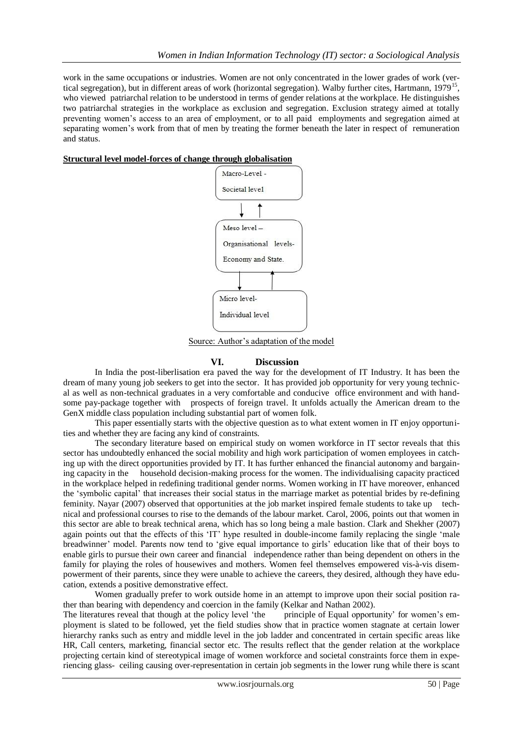work in the same occupations or industries. Women are not only concentrated in the lower grades of work (vertical segregation), but in different areas of work (horizontal segregation). Walby further cites, Hartmann, 1979[15], who viewed patriarchal relation to be understood in terms of gender relations at the workplace. He distinguishes two patriarchal strategies in the workplace as exclusion and segregation. Exclusion strategy aimed at totally preventing women's access to an area of employment, or to all paid employments and segregation aimed at separating women's work from that of men by treating the former beneath the later in respect of remuneration and status.

**Structural level model-forces of change through globalisation**

Macro-Level - Societal level

↓ ↑

Meso level – Organisational levels- Economy and State.

↓ ↑

Micro level- Individual level

Source: Author's adaptation of the model

## VI. Discussion

In India the post-liberlisation era paved the way for the development of IT Industry. It has been the dream of many young job seekers to get into the sector. It has provided job opportunity for very young technical as well as non-technical graduates in a very comfortable and conducive office environment and with handsome pay-package together with prospects of foreign travel. It unfolds actually the American dream to the GenX middle class population including substantial part of women folk.

This paper essentially starts with the objective question as to what extent women in IT enjoy opportunities and whether they are facing any kind of constraints.

The secondary literature based on empirical study on women workforce in IT sector reveals that this sector has undoubtedly enhanced the social mobility and high work participation of women employees in catching up with the direct opportunities provided by IT. It has further enhanced the financial autonomy and bargaining capacity in the household decision-making process for the women. The individualising capacity practiced in the workplace helped in redefining traditional gender norms. Women working in IT have moreover, enhanced the 'symbolic capital' that increases their social status in the marriage market as potential brides by re-defining feminity. Nayar (2007) observed that opportunities at the job market inspired female students to take up technical and professional courses to rise to the demands of the labour market. Carol, 2006, points out that women in this sector are able to break technical arena, which has so long being a male bastion. Clark and Shekher (2007) again points out that the effects of this 'IT' hype resulted in double-income family replacing the single 'male breadwinner' model. Parents now tend to 'give equal importance to girls' education like that of their boys to enable girls to pursue their own career and financial independence rather than being dependent on others in the family for playing the roles of housewives and mothers. Women feel themselves empowered vis-à-vis disempowerment of their parents, since they were unable to achieve the careers, they desired, although they have education, extends a positive demonstrative effect.

Women gradually prefer to work outside home in an attempt to improve upon their social position rather than bearing with dependency and coercion in the family (Kelkar and Nathan 2002).

The literatures reveal that though at the policy level 'the principle of Equal opportunity' for women's employment is slated to be followed, yet the field studies show that in practice women stagnate at certain lower hierarchy ranks such as entry and middle level in the job ladder and concentrated in certain specific areas like HR, Call centers, marketing, financial sector etc. The results reflect that the gender relation at the workplace projecting certain kind of stereotypical image of women workforce and societal constraints force them in experiencing glass- ceiling causing over-representation in certain job segments in the lower rung while there is scant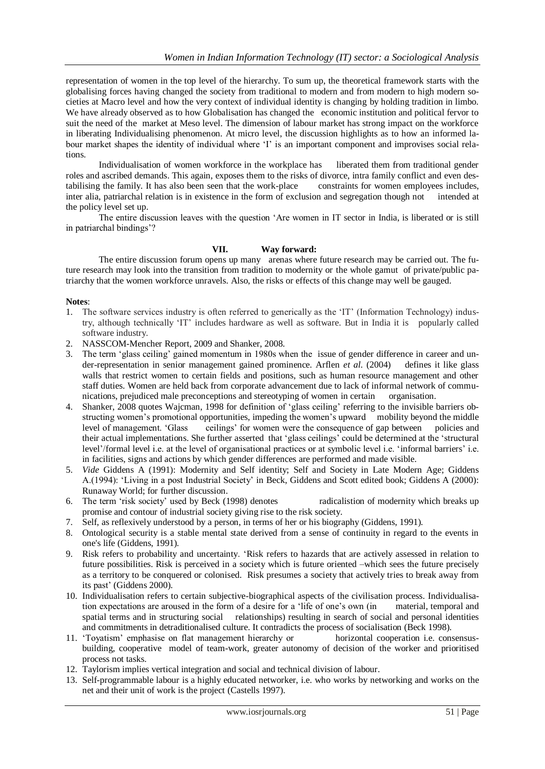representation of women in the top level of the hierarchy. To sum up, the theoretical framework starts with the globalising forces having changed the society from traditional to modern and from modern to high modern societies at Macro level and how the very context of individual identity is changing by holding tradition in limbo. We have already observed as to how Globalisation has changed the economic institution and political fervor to suit the need of the market at Meso level. The dimension of labour market has strong impact on the workforce in liberating Individualising phenomenon. At micro level, the discussion highlights as to how an informed labour market shapes the identity of individual where 'I' is an important component and improvises social relations.

Individualisation of women workforce in the workplace has liberated them from traditional gender roles and ascribed demands. This again, exposes them to the risks of divorce, intra family conflict and even destabilising the family. It has also been seen that the work-place constraints for women employees includes, inter alia, patriarchal relation is in existence in the form of exclusion and segregation though not intended at the policy level set up.

The entire discussion leaves with the question 'Are women in IT sector in India, is liberated or is still in patriarchal bindings'?

## VII. Way forward:

The entire discussion forum opens up many arenas where future research may be carried out. The future research may look into the transition from tradition to modernity or the whole gamut of private/public patriarchy that the women workforce unravels. Also, the risks or effects of this change may well be gauged.

**Notes**:

1. The software services industry is often referred to generically as the 'IT' (Information Technology) industry, although technically 'IT' includes hardware as well as software. But in India it is popularly called software industry.
2. NASSCOM-Mencher Report, 2009 and Shanker, 2008.
3. The term 'glass ceiling' gained momentum in 1980s when the issue of gender difference in career and under-representation in senior management gained prominence. Arflen *et al.* (2004) defines it like glass walls that restrict women to certain fields and positions, such as human resource management and other staff duties. Women are held back from corporate advancement due to lack of informal network of communications, prejudiced male preconceptions and stereotyping of women in certain organisation.
4. Shanker, 2008 quotes Wajcman, 1998 for definition of 'glass ceiling' referring to the invisible barriers obstructing women's promotional opportunities, impeding the women's upward mobility beyond the middle level of management. 'Glass ceilings' for women were the consequence of gap between policies and their actual implementations. She further asserted that 'glass ceilings' could be determined at the 'structural level'/formal level i.e. at the level of organisational practices or at symbolic level i.e. 'informal barriers' i.e. in facilities, signs and actions by which gender differences are performed and made visible.
5. *Vide* Giddens A (1991): Modernity and Self identity; Self and Society in Late Modern Age; Giddens A.(1994): 'Living in a post Industrial Society' in Beck, Giddens and Scott edited book; Giddens A (2000): Runaway World; for further discussion.
6. The term 'risk society' used by Beck (1998) denotes radicalistion of modernity which breaks up promise and contour of industrial society giving rise to the risk society.
7. Self, as reflexively understood by a person, in terms of her or his biography (Giddens, 1991).
8. Ontological security is a stable mental state derived from a sense of continuity in regard to the events in one's life (Giddens, 1991).
9. Risk refers to probability and uncertainty. 'Risk refers to hazards that are actively assessed in relation to future possibilities. Risk is perceived in a society which is future oriented –which sees the future precisely as a territory to be conquered or colonised. Risk presumes a society that actively tries to break away from its past' (Giddens 2000).
10. Individualisation refers to certain subjective-biographical aspects of the civilisation process. Individualisation expectations are aroused in the form of a desire for a 'life of one's own (in material, temporal and spatial terms and in structuring social relationships) resulting in search of social and personal identities and commitments in detraditionalised culture. It contradicts the process of socialisation (Beck 1998).
11. 'Toyatism' emphasise on flat management hierarchy or horizontal cooperation i.e. consensus-building, cooperative model of team-work, greater autonomy of decision of the worker and prioritised process not tasks.
12. Taylorism implies vertical integration and social and technical division of labour.
13. Self-programmable labour is a highly educated networker, i.e. who works by networking and works on the net and their unit of work is the project (Castells 1997).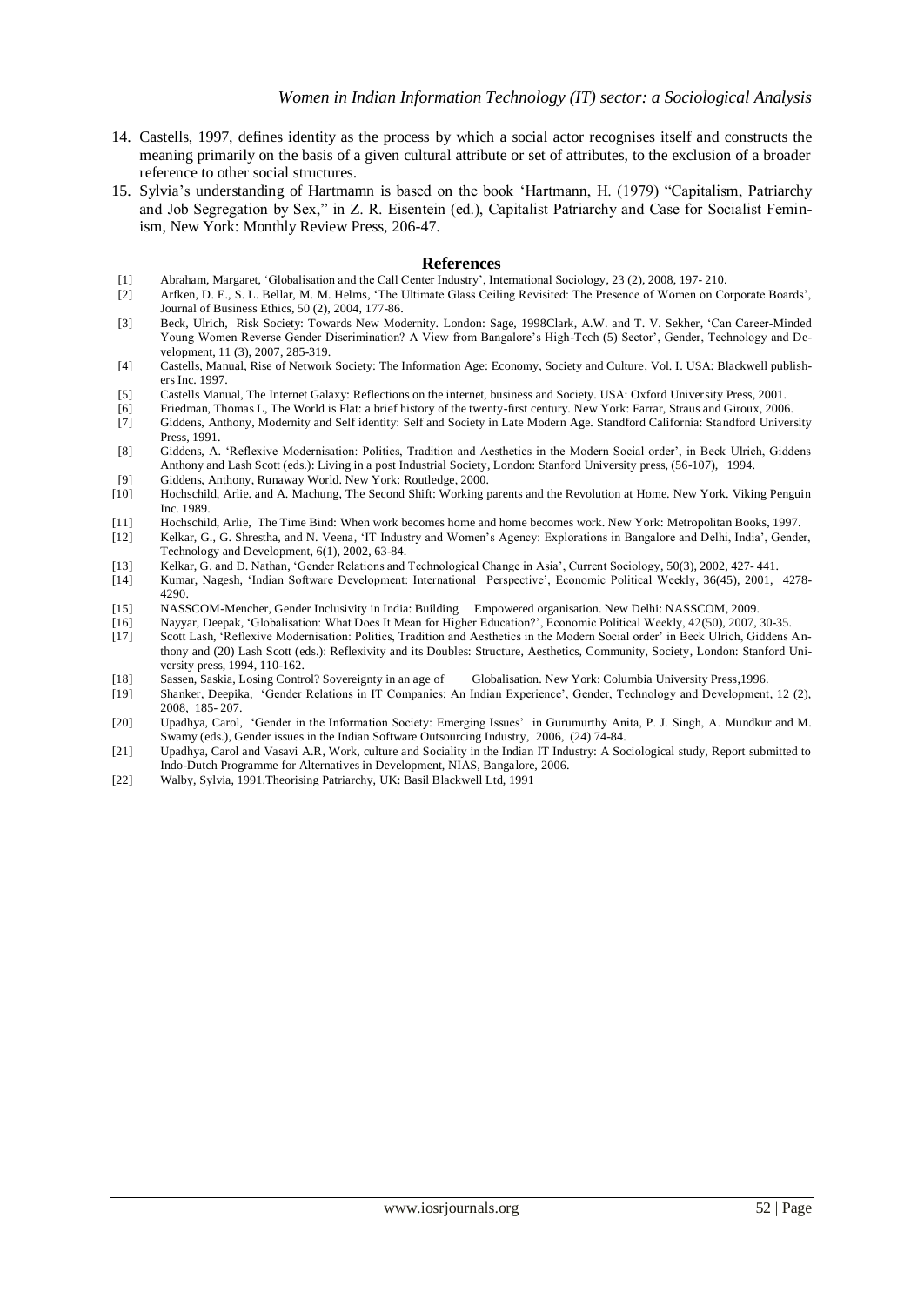14. Castells, 1997, defines identity as the process by which a social actor recognises itself and constructs the meaning primarily on the basis of a given cultural attribute or set of attributes, to the exclusion of a broader reference to other social structures.
15. Sylvia's understanding of Hartmamn is based on the book 'Hartmann, H. (1979) "Capitalism, Patriarchy and Job Segregation by Sex," in Z. R. Eisentein (ed.), Capitalist Patriarchy and Case for Socialist Feminism, New York: Monthly Review Press, 206-47.

## References

[1] Abraham, Margaret, 'Globalisation and the Call Center Industry', International Sociology, 23 (2), 2008, 197- 210.

[2] Arfken, D. E., S. L. Bellar, M. M. Helms, 'The Ultimate Glass Ceiling Revisited: The Presence of Women on Corporate Boards', Journal of Business Ethics, 50 (2), 2004, 177-86.

[3] Beck, Ulrich, Risk Society: Towards New Modernity. London: Sage, 1998Clark, A.W. and T. V. Sekher, 'Can Career-Minded Young Women Reverse Gender Discrimination? A View from Bangalore's High-Tech (5) Sector', Gender, Technology and Development, 11 (3), 2007, 285-319.

[4] Castells, Manual, Rise of Network Society: The Information Age: Economy, Society and Culture, Vol. I. USA: Blackwell publishers Inc. 1997.

[5] Castells Manual, The Internet Galaxy: Reflections on the internet, business and Society. USA: Oxford University Press, 2001.

[6] Friedman, Thomas L, The World is Flat: a brief history of the twenty-first century. New York: Farrar, Straus and Giroux, 2006.

[7] Giddens, Anthony, Modernity and Self identity: Self and Society in Late Modern Age. Standford California: Standford University Press, 1991.

[8] Giddens, A. 'Reflexive Modernisation: Politics, Tradition and Aesthetics in the Modern Social order', in Beck Ulrich, Giddens Anthony and Lash Scott (eds.): Living in a post Industrial Society, London: Stanford University press, (56-107), 1994.

[9] Giddens, Anthony, Runaway World. New York: Routledge, 2000.

[10] Hochschild, Arlie. and A. Machung, The Second Shift: Working parents and the Revolution at Home. New York. Viking Penguin Inc. 1989.

[11] Hochschild, Arlie, The Time Bind: When work becomes home and home becomes work. New York: Metropolitan Books, 1997.

[12] Kelkar, G., G. Shrestha, and N. Veena, 'IT Industry and Women's Agency: Explorations in Bangalore and Delhi, India', Gender, Technology and Development, 6(1), 2002, 63-84.

[13] Kelkar, G. and D. Nathan, 'Gender Relations and Technological Change in Asia', Current Sociology, 50(3), 2002, 427- 441.

[14] Kumar, Nagesh, 'Indian Software Development: International Perspective', Economic Political Weekly, 36(45), 2001, 4278-4290.

[15] NASSCOM-Mencher, Gender Inclusivity in India: Building Empowered organisation. New Delhi: NASSCOM, 2009.

[16] Nayyar, Deepak, 'Globalisation: What Does It Mean for Higher Education?', Economic Political Weekly, 42(50), 2007, 30-35.

[17] Scott Lash, 'Reflexive Modernisation: Politics, Tradition and Aesthetics in the Modern Social order' in Beck Ulrich, Giddens Anthony and (20) Lash Scott (eds.): Reflexivity and its Doubles: Structure, Aesthetics, Community, Society, London: Stanford University press, 1994, 110-162.

[18] Sassen, Saskia, Losing Control? Sovereignty in an age of Globalisation. New York: Columbia University Press,1996.

[19] Shanker, Deepika, 'Gender Relations in IT Companies: An Indian Experience', Gender, Technology and Development, 12 (2), 2008, 185- 207.

[20] Upadhya, Carol, 'Gender in the Information Society: Emerging Issues' in Gurumurthy Anita, P. J. Singh, A. Mundkur and M. Swamy (eds.), Gender issues in the Indian Software Outsourcing Industry, 2006, (24) 74-84.

[21] Upadhya, Carol and Vasavi A.R, Work, culture and Sociality in the Indian IT Industry: A Sociological study, Report submitted to Indo-Dutch Programme for Alternatives in Development, NIAS, Bangalore, 2006.

[22] Walby, Sylvia, 1991.Theorising Patriarchy, UK: Basil Blackwell Ltd, 1991